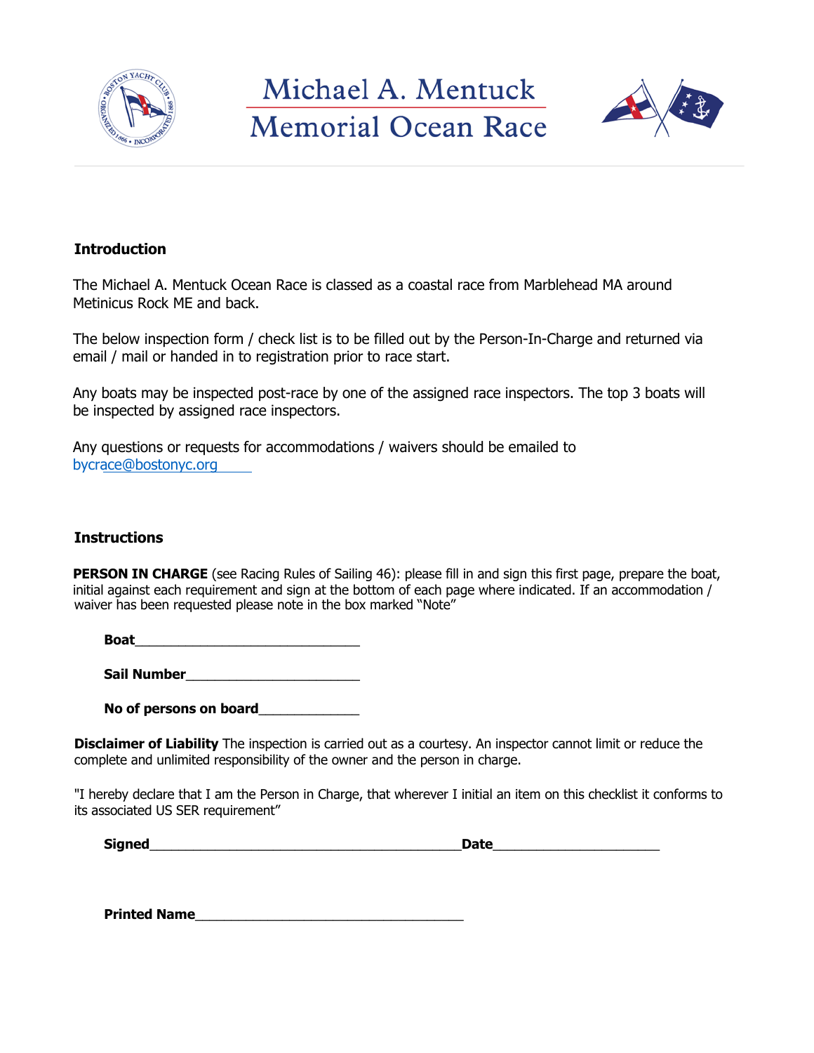# Michael A. Mentuck Memorial Ocean Race

## Introduction

The Michael A. Mentuck Ocean Race is classed as a coastal race from Marblehead MA around Metinicus Rock ME and back.

The below inspection form / check list is to be filled out by the Person-In-Charge and returned via email / mail or handed in to registration prior to race start.

Any boats may be inspected post-race by one of the assigned race inspectors. The top 3 boats will be inspected by assigned race inspectors.

Any questions or requests for accommodations / waivers should be emailed to bycrace@bostonyc.org

## Instructions

**PERSON IN CHARGE** (see Racing Rules of Sailing 46): please fill in and sign this first page, prepare the boat, initial against each requirement and sign at the bottom of each page where indicated. If an accommodation / waiver has been requested please note in the box marked "Note"

**Boat**_____________________________

**Sail Number**______________________

**No of persons on board**_____________

**Disclaimer of Liability** The inspection is carried out as a courtesy. An inspector cannot limit or reduce the complete and unlimited responsibility of the owner and the person in charge.

"I hereby declare that I am the Person in Charge, that wherever I initial an item on this checklist it conforms to its associated US SER requirement"

**Signed**_________________________________________**Date**______________________

**Printed Name**___________________________________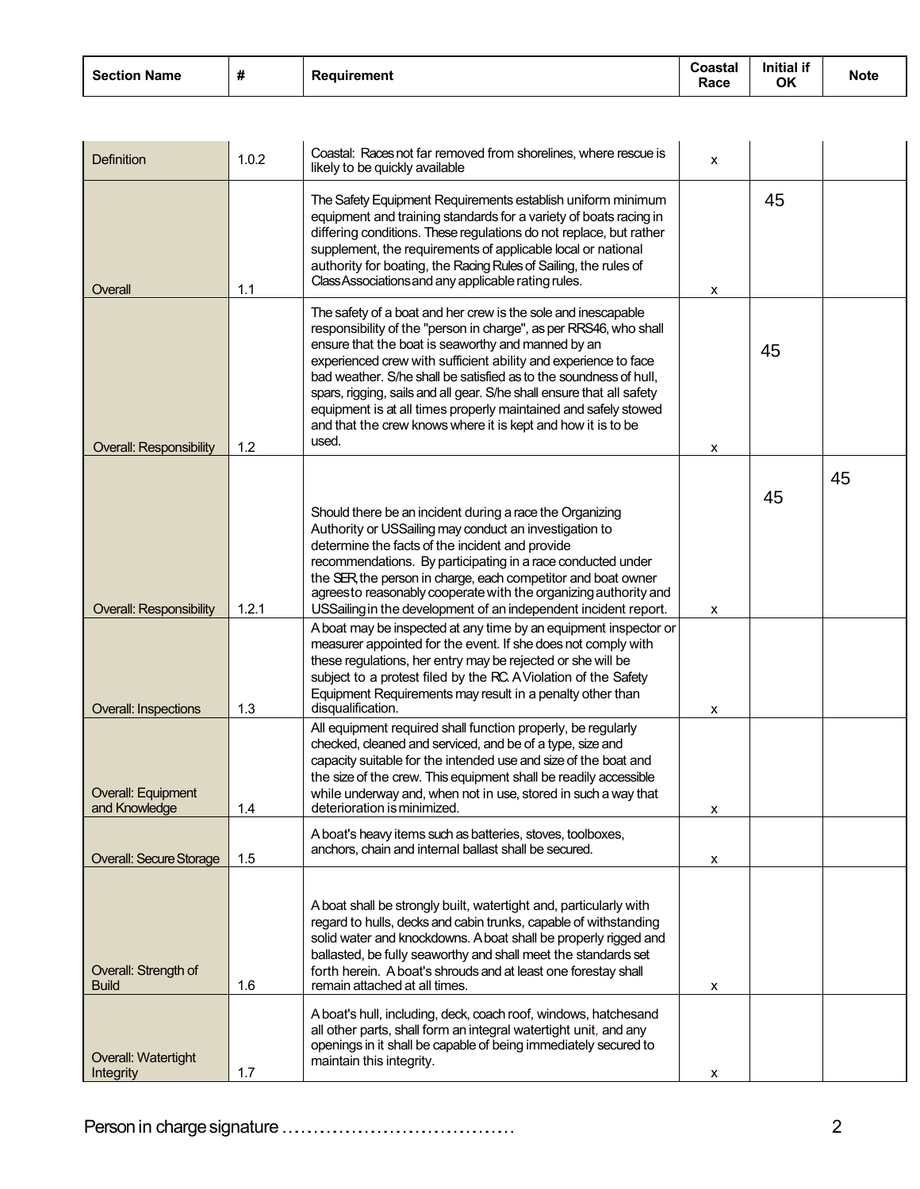| Section Name | # | Requirement | Coastal Race | Initial if OK | Note |
|---|---|---|---|---|---|
| Definition | 1.0.2 | Coastal: Races not far removed from shorelines, where rescue is likely to be quickly available | x | | |
| Overall | 1.1 | The Safety Equipment Requirements establish uniform minimum equipment and training standards for a variety of boats racing in differing conditions. These regulations do not replace, but rather supplement, the requirements of applicable local or national authority for boating, the Racing Rules of Sailing, the rules of Class Associations and any applicable rating rules. | x | 45 | |
| Overall: Responsibility | 1.2 | The safety of a boat and her crew is the sole and inescapable responsibility of the "person in charge", as per RRS46, who shall ensure that the boat is seaworthy and manned by an experienced crew with sufficient ability and experience to face bad weather. S/he shall be satisfied as to the soundness of hull, spars, rigging, sails and all gear. S/he shall ensure that all safety equipment is at all times properly maintained and safely stowed and that the crew knows where it is kept and how it is to be used. | x | 45 | |
| Overall: Responsibility | 1.2.1 | Should there be an incident during a race the Organizing Authority or USSailing may conduct an investigation to determine the facts of the incident and provide recommendations. By participating in a race conducted under the SER, the person in charge, each competitor and boat owner agrees to reasonably cooperate with the organizing authority and USSailing in the development of an independent incident report. | x | 45 | 45 |
| Overall: Inspections | 1.3 | A boat may be inspected at any time by an equipment inspector or measurer appointed for the event. If she does not comply with these regulations, her entry may be rejected or she will be subject to a protest filed by the RC. A Violation of the Safety Equipment Requirements may result in a penalty other than disqualification. | x | | |
| Overall: Equipment and Knowledge | 1.4 | All equipment required shall function properly, be regularly checked, cleaned and serviced, and be of a type, size and capacity suitable for the intended use and size of the boat and the size of the crew. This equipment shall be readily accessible while underway and, when not in use, stored in such a way that deterioration is minimized. | x | | |
| Overall: Secure Storage | 1.5 | A boat's heavy items such as batteries, stoves, toolboxes, anchors, chain and internal ballast shall be secured. | x | | |
| Overall: Strength of Build | 1.6 | A boat shall be strongly built, watertight and, particularly with regard to hulls, decks and cabin trunks, capable of withstanding solid water and knockdowns. A boat shall be properly rigged and ballasted, be fully seaworthy and shall meet the standards set forth herein. A boat's shrouds and at least one forestay shall remain attached at all times. | x | | |
| Overall: Watertight Integrity | 1.7 | A boat's hull, including, deck, coach roof, windows, hatches and all other parts, shall form an integral watertight unit, and any openings in it shall be capable of being immediately secured to maintain this integrity. | x | | |

Person in charge signature ....................................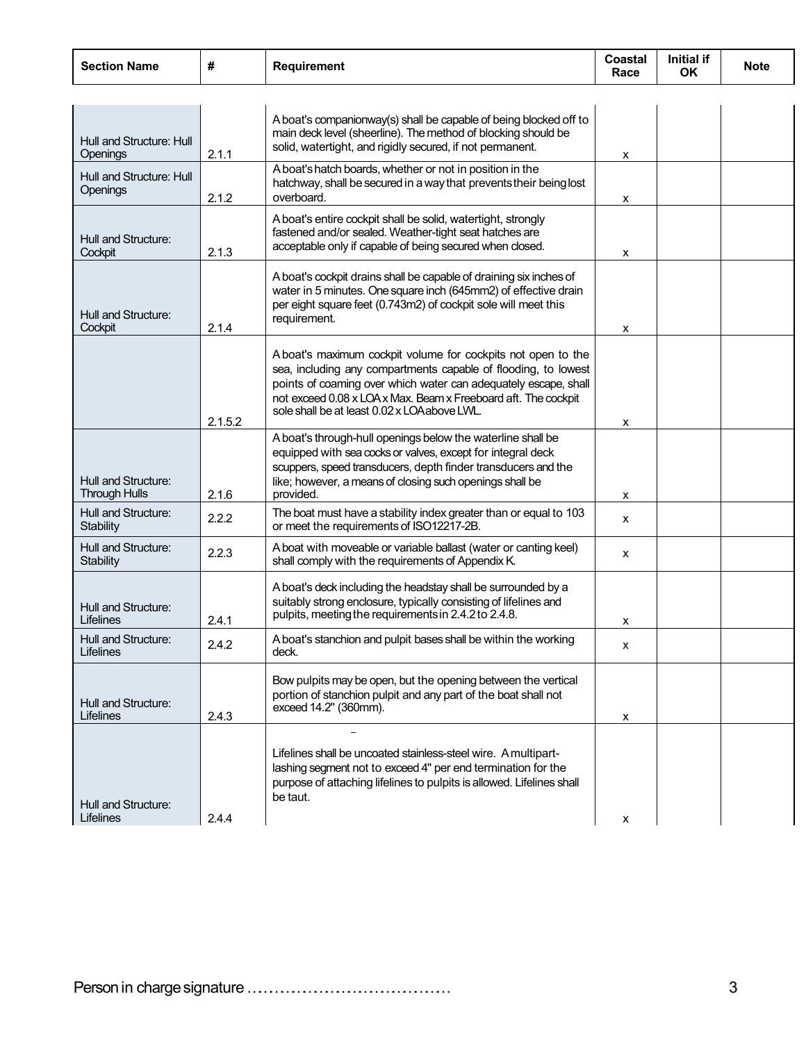| Section Name | # | Requirement | Coastal Race | Initial if OK | Note |
|---|---|---|---|---|---|
| Hull and Structure: Hull Openings | 2.1.1 | A boat's companionway(s) shall be capable of being blocked off to main deck level (sheerline). The method of blocking should be solid, watertight, and rigidly secured, if not permanent. | x | | |
| Hull and Structure: Hull Openings | 2.1.2 | A boat's hatch boards, whether or not in position in the hatchway, shall be secured in a way that prevents their being lost overboard. | x | | |
| Hull and Structure: Cockpit | 2.1.3 | A boat's entire cockpit shall be solid, watertight, strongly fastened and/or sealed. Weather-tight seat hatches are acceptable only if capable of being secured when closed. | x | | |
| Hull and Structure: Cockpit | 2.1.4 | A boat's cockpit drains shall be capable of draining six inches of water in 5 minutes. One square inch (645mm2) of effective drain per eight square feet (0.743m2) of cockpit sole will meet this requirement. | x | | |
| | 2.1.5.2 | A boat's maximum cockpit volume for cockpits not open to the sea, including any compartments capable of flooding, to lowest points of coaming over which water can adequately escape, shall not exceed 0.08 x LOA x Max. Beam x Freeboard aft. The cockpit sole shall be at least 0.02 x LOA above LWL. | x | | |
| Hull and Structure: Through Hulls | 2.1.6 | A boat's through-hull openings below the waterline shall be equipped with sea cocks or valves, except for integral deck scuppers, speed transducers, depth finder transducers and the like; however, a means of closing such openings shall be provided. | x | | |
| Hull and Structure: Stability | 2.2.2 | The boat must have a stability index greater than or equal to 103 or meet the requirements of ISO12217-2B. | x | | |
| Hull and Structure: Stability | 2.2.3 | A boat with moveable or variable ballast (water or canting keel) shall comply with the requirements of Appendix K. | x | | |
| Hull and Structure: Lifelines | 2.4.1 | A boat's deck including the headstay shall be surrounded by a suitably strong enclosure, typically consisting of lifelines and pulpits, meeting the requirements in 2.4.2 to 2.4.8. | x | | |
| Hull and Structure: Lifelines | 2.4.2 | A boat's stanchion and pulpit bases shall be within the working deck. | x | | |
| Hull and Structure: Lifelines | 2.4.3 | Bow pulpits may be open, but the opening between the vertical portion of stanchion pulpit and any part of the boat shall not exceed 14.2" (360mm). | x | | |
| Hull and Structure: Lifelines | 2.4.4 | Lifelines shall be uncoated stainless-steel wire. A multipart-lashing segment not to exceed 4" per end termination for the purpose of attaching lifelines to pulpits is allowed. Lifelines shall be taut. | x | | |

Person in charge signature ....................................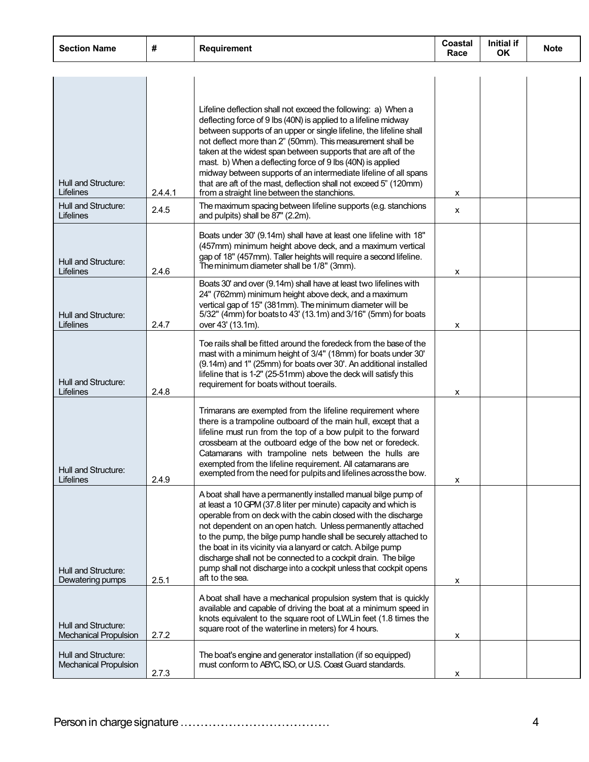| Section Name | # | Requirement | Coastal Race | Initial if OK | Note |
|---|---|---|---|---|---|
| Hull and Structure: Lifelines | 2.4.4.1 | Lifeline deflection shall not exceed the following: a) When a deflecting force of 9 lbs (40N) is applied to a lifeline midway between supports of an upper or single lifeline, the lifeline shall not deflect more than 2" (50mm). This measurement shall be taken at the widest span between supports that are aft of the mast. b) When a deflecting force of 9 lbs (40N) is applied midway between supports of an intermediate lifeline of all spans that are aft of the mast, deflection shall not exceed 5" (120mm) from a straight line between the stanchions. | x | | |
| Hull and Structure: Lifelines | 2.4.5 | The maximum spacing between lifeline supports (e.g. stanchions and pulpits) shall be 87" (2.2m). | x | | |
| Hull and Structure: Lifelines | 2.4.6 | Boats under 30' (9.14m) shall have at least one lifeline with 18" (457mm) minimum height above deck, and a maximum vertical gap of 18" (457mm). Taller heights will require a second lifeline. The minimum diameter shall be 1/8" (3mm). | x | | |
| Hull and Structure: Lifelines | 2.4.7 | Boats 30' and over (9.14m) shall have at least two lifelines with 24" (762mm) minimum height above deck, and a maximum vertical gap of 15" (381mm). The minimum diameter will be 5/32" (4mm) for boats to 43' (13.1m) and 3/16" (5mm) for boats over 43' (13.1m). | x | | |
| Hull and Structure: Lifelines | 2.4.8 | Toe rails shall be fitted around the foredeck from the base of the mast with a minimum height of 3/4" (18mm) for boats under 30' (9.14m) and 1" (25mm) for boats over 30'. An additional installed lifeline that is 1-2" (25-51mm) above the deck will satisfy this requirement for boats without toerails. | x | | |
| Hull and Structure: Lifelines | 2.4.9 | Trimarans are exempted from the lifeline requirement where there is a trampoline outboard of the main hull, except that a lifeline must run from the top of a bow pulpit to the forward crossbeam at the outboard edge of the bow net or foredeck. Catamarans with trampoline nets between the hulls are exempted from the lifeline requirement. All catamarans are exempted from the need for pulpits and lifelines across the bow. | x | | |
| Hull and Structure: Dewatering pumps | 2.5.1 | A boat shall have a permanently installed manual bilge pump of at least a 10 GPM (37.8 liter per minute) capacity and which is operable from on deck with the cabin closed with the discharge not dependent on an open hatch. Unless permanently attached to the pump, the bilge pump handle shall be securely attached to the boat in its vicinity via a lanyard or catch. A bilge pump discharge shall not be connected to a cockpit drain. The bilge pump shall not discharge into a cockpit unless that cockpit opens aft to the sea. | x | | |
| Hull and Structure: Mechanical Propulsion | 2.7.2 | A boat shall have a mechanical propulsion system that is quickly available and capable of driving the boat at a minimum speed in knots equivalent to the square root of LWL in feet (1.8 times the square root of the waterline in meters) for 4 hours. | x | | |
| Hull and Structure: Mechanical Propulsion | 2.7.3 | The boat's engine and generator installation (if so equipped) must conform to ABYC, ISO, or U.S. Coast Guard standards. | x | | |

Person in charge signature ..................................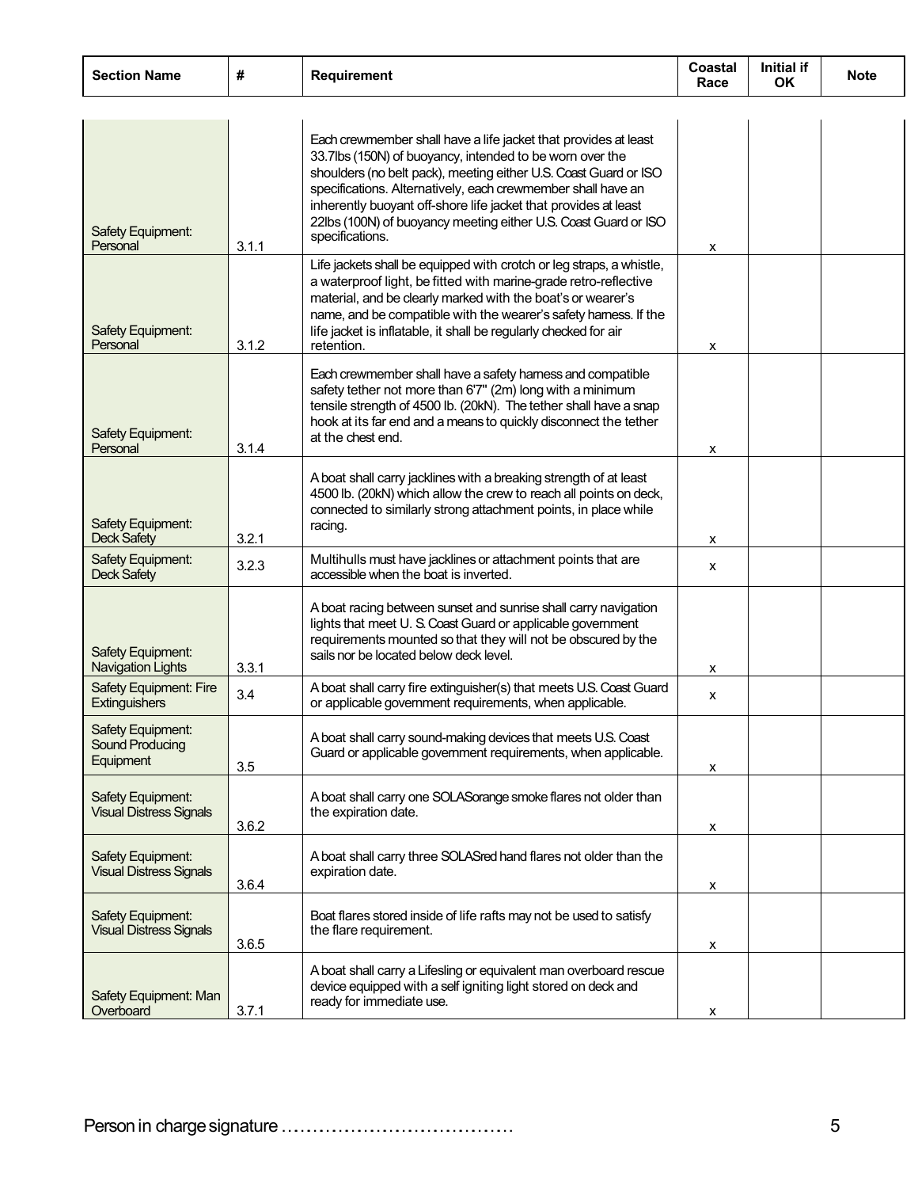| Section Name | # | Requirement | Coastal Race | Initial if OK | Note |
|---|---|---|---|---|---|
| Safety Equipment: Personal | 3.1.1 | Each crewmember shall have a life jacket that provides at least 33.7lbs (150N) of buoyancy, intended to be worn over the shoulders (no belt pack), meeting either U.S. Coast Guard or ISO specifications. Alternatively, each crewmember shall have an inherently buoyant off-shore life jacket that provides at least 22lbs (100N) of buoyancy meeting either U.S. Coast Guard or ISO specifications. | x | | |
| Safety Equipment: Personal | 3.1.2 | Life jackets shall be equipped with crotch or leg straps, a whistle, a waterproof light, be fitted with marine-grade retro-reflective material, and be clearly marked with the boat's or wearer's name, and be compatible with the wearer's safety harness. If the life jacket is inflatable, it shall be regularly checked for air retention. | x | | |
| Safety Equipment: Personal | 3.1.4 | Each crewmember shall have a safety harness and compatible safety tether not more than 6'7" (2m) long with a minimum tensile strength of 4500 lb. (20kN). The tether shall have a snap hook at its far end and a means to quickly disconnect the tether at the chest end. | x | | |
| Safety Equipment: Deck Safety | 3.2.1 | A boat shall carry jacklines with a breaking strength of at least 4500 lb. (20kN) which allow the crew to reach all points on deck, connected to similarly strong attachment points, in place while racing. | x | | |
| Safety Equipment: Deck Safety | 3.2.3 | Multihulls must have jacklines or attachment points that are accessible when the boat is inverted. | x | | |
| Safety Equipment: Navigation Lights | 3.3.1 | A boat racing between sunset and sunrise shall carry navigation lights that meet U. S. Coast Guard or applicable government requirements mounted so that they will not be obscured by the sails nor be located below deck level. | x | | |
| Safety Equipment: Fire Extinguishers | 3.4 | A boat shall carry fire extinguisher(s) that meets U.S. Coast Guard or applicable government requirements, when applicable. | x | | |
| Safety Equipment: Sound Producing Equipment | 3.5 | A boat shall carry sound-making devices that meets U.S. Coast Guard or applicable government requirements, when applicable. | x | | |
| Safety Equipment: Visual Distress Signals | 3.6.2 | A boat shall carry one SOLAS orange smoke flares not older than the expiration date. | x | | |
| Safety Equipment: Visual Distress Signals | 3.6.4 | A boat shall carry three SOLAS red hand flares not older than the expiration date. | x | | |
| Safety Equipment: Visual Distress Signals | 3.6.5 | Boat flares stored inside of life rafts may not be used to satisfy the flare requirement. | x | | |
| Safety Equipment: Man Overboard | 3.7.1 | A boat shall carry a Lifesling or equivalent man overboard rescue device equipped with a self igniting light stored on deck and ready for immediate use. | x | | |

Person in charge signature .....................................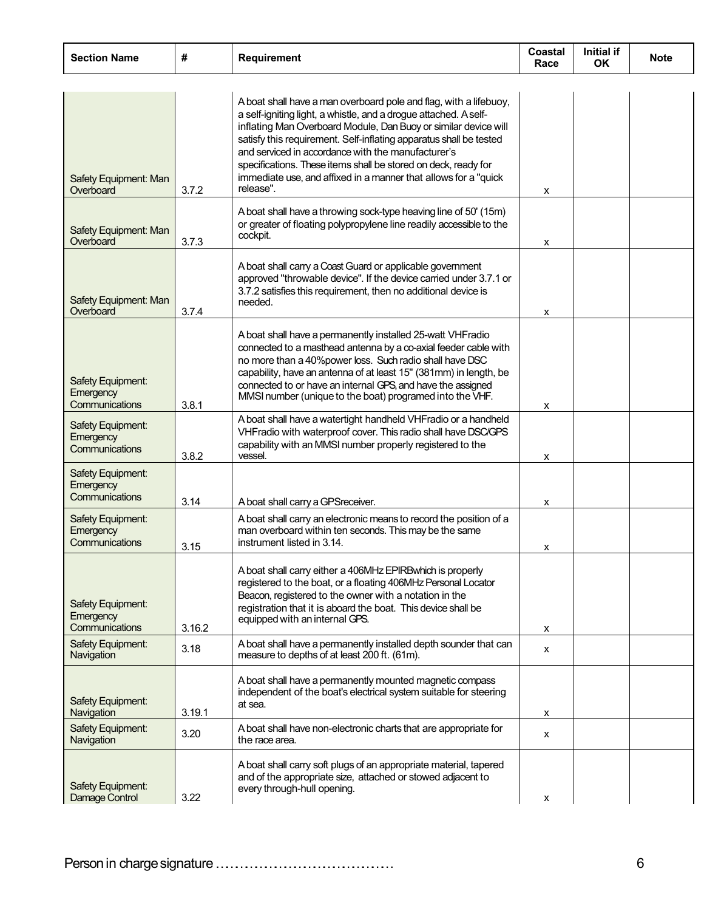| Section Name | # | Requirement | Coastal Race | Initial if OK | Note |
|---|---|---|---|---|---|
| Safety Equipment: Man Overboard | 3.7.2 | A boat shall have a man overboard pole and flag, with a lifebuoy, a self-igniting light, a whistle, and a drogue attached. A self-inflating Man Overboard Module, Dan Buoy or similar device will satisfy this requirement. Self-inflating apparatus shall be tested and serviced in accordance with the manufacturer's specifications. These items shall be stored on deck, ready for immediate use, and affixed in a manner that allows for a "quick release". | x | | |
| Safety Equipment: Man Overboard | 3.7.3 | A boat shall have a throwing sock-type heaving line of 50' (15m) or greater of floating polypropylene line readily accessible to the cockpit. | x | | |
| Safety Equipment: Man Overboard | 3.7.4 | A boat shall carry a Coast Guard or applicable government approved "throwable device". If the device carried under 3.7.1 or 3.7.2 satisfies this requirement, then no additional device is needed. | x | | |
| Safety Equipment: Emergency Communications | 3.8.1 | A boat shall have a permanently installed 25-watt VHF radio connected to a masthead antenna by a co-axial feeder cable with no more than a 40% power loss. Such radio shall have DSC capability, have an antenna of at least 15" (381mm) in length, be connected to or have an internal GPS, and have the assigned MMSI number (unique to the boat) programed into the VHF. | x | | |
| Safety Equipment: Emergency Communications | 3.8.2 | A boat shall have a watertight handheld VHF radio or a handheld VHF radio with waterproof cover. This radio shall have DSC/GPS capability with an MMSI number properly registered to the vessel. | x | | |
| Safety Equipment: Emergency Communications | 3.14 | A boat shall carry a GPS receiver. | x | | |
| Safety Equipment: Emergency Communications | 3.15 | A boat shall carry an electronic means to record the position of a man overboard within ten seconds. This may be the same instrument listed in 3.14. | x | | |
| Safety Equipment: Emergency Communications | 3.16.2 | A boat shall carry either a 406MHz EPIRB which is properly registered to the boat, or a floating 406MHz Personal Locator Beacon, registered to the owner with a notation in the registration that it is aboard the boat. This device shall be equipped with an internal GPS. | x | | |
| Safety Equipment: Navigation | 3.18 | A boat shall have a permanently installed depth sounder that can measure to depths of at least 200 ft. (61m). | x | | |
| Safety Equipment: Navigation | 3.19.1 | A boat shall have a permanently mounted magnetic compass independent of the boat's electrical system suitable for steering at sea. | x | | |
| Safety Equipment: Navigation | 3.20 | A boat shall have non-electronic charts that are appropriate for the race area. | x | | |
| Safety Equipment: Damage Control | 3.22 | A boat shall carry soft plugs of an appropriate material, tapered and of the appropriate size, attached or stowed adjacent to every through-hull opening. | x | | |

Person in charge signature ....................................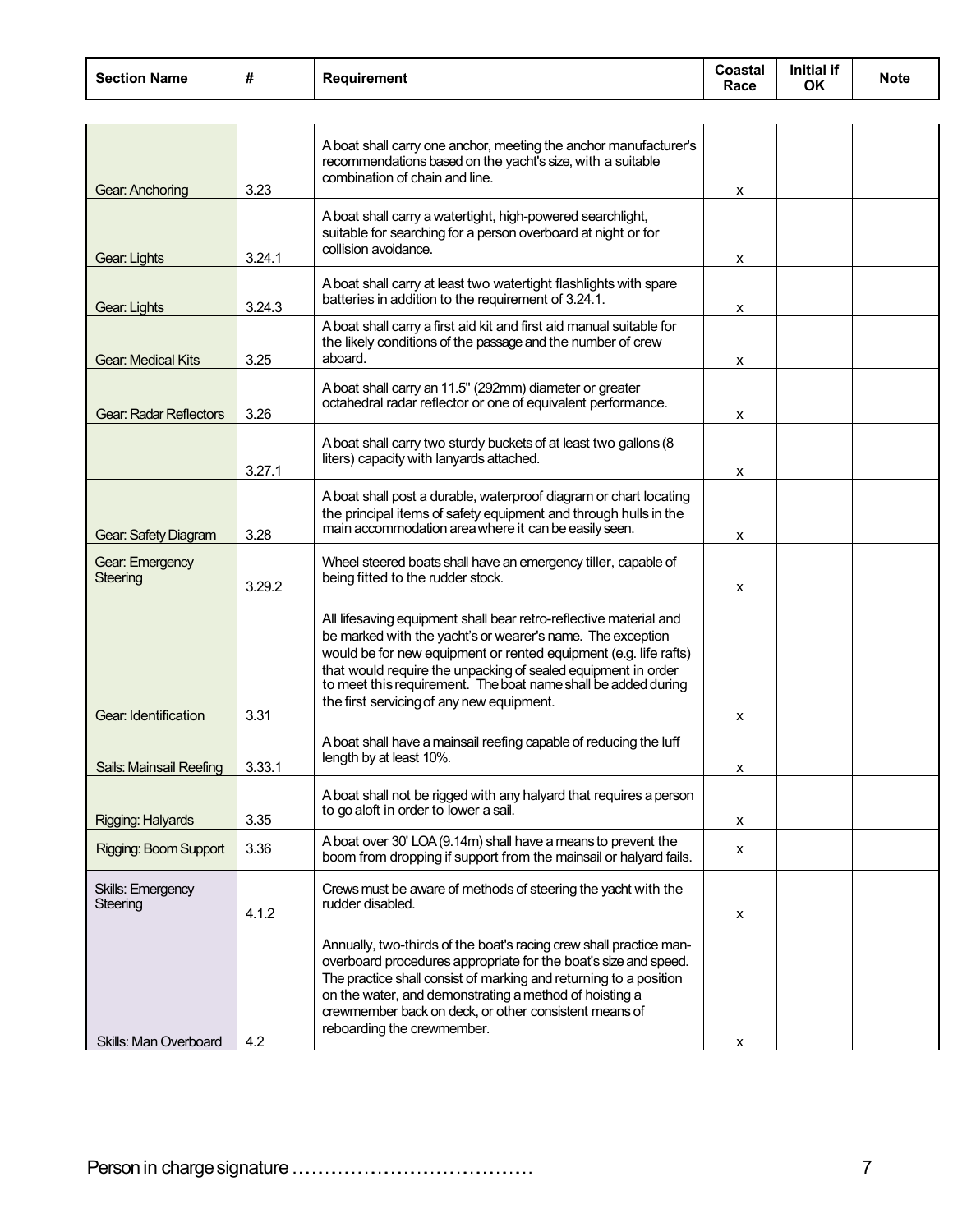| Section Name | # | Requirement | Coastal Race | Initial if OK | Note |
|---|---|---|---|---|---|
| Gear: Anchoring | 3.23 | A boat shall carry one anchor, meeting the anchor manufacturer's recommendations based on the yacht's size, with a suitable combination of chain and line. | x | | |
| Gear: Lights | 3.24.1 | A boat shall carry a watertight, high-powered searchlight, suitable for searching for a person overboard at night or for collision avoidance. | x | | |
| Gear: Lights | 3.24.3 | A boat shall carry at least two watertight flashlights with spare batteries in addition to the requirement of 3.24.1. | x | | |
| Gear: Medical Kits | 3.25 | A boat shall carry a first aid kit and first aid manual suitable for the likely conditions of the passage and the number of crew aboard. | x | | |
| Gear: Radar Reflectors | 3.26 | A boat shall carry an 11.5" (292mm) diameter or greater octahedral radar reflector or one of equivalent performance. | x | | |
| | 3.27.1 | A boat shall carry two sturdy buckets of at least two gallons (8 liters) capacity with lanyards attached. | x | | |
| Gear: Safety Diagram | 3.28 | A boat shall post a durable, waterproof diagram or chart locating the principal items of safety equipment and through hulls in the main accommodation area where it can be easily seen. | x | | |
| Gear: Emergency Steering | 3.29.2 | Wheel steered boats shall have an emergency tiller, capable of being fitted to the rudder stock. | x | | |
| Gear: Identification | 3.31 | All lifesaving equipment shall bear retro-reflective material and be marked with the yacht's or wearer's name. The exception would be for new equipment or rented equipment (e.g. life rafts) that would require the unpacking of sealed equipment in order to meet this requirement. The boat name shall be added during the first servicing of any new equipment. | x | | |
| Sails: Mainsail Reefing | 3.33.1 | A boat shall have a mainsail reefing capable of reducing the luff length by at least 10%. | x | | |
| Rigging: Halyards | 3.35 | A boat shall not be rigged with any halyard that requires a person to go aloft in order to lower a sail. | x | | |
| Rigging: Boom Support | 3.36 | A boat over 30' LOA (9.14m) shall have a means to prevent the boom from dropping if support from the mainsail or halyard fails. | x | | |
| Skills: Emergency Steering | 4.1.2 | Crews must be aware of methods of steering the yacht with the rudder disabled. | x | | |
| Skills: Man Overboard | 4.2 | Annually, two-thirds of the boat's racing crew shall practice man-overboard procedures appropriate for the boat's size and speed. The practice shall consist of marking and returning to a position on the water, and demonstrating a method of hoisting a crewmember back on deck, or other consistent means of reboarding the crewmember. | x | | |

Person in charge signature .....................................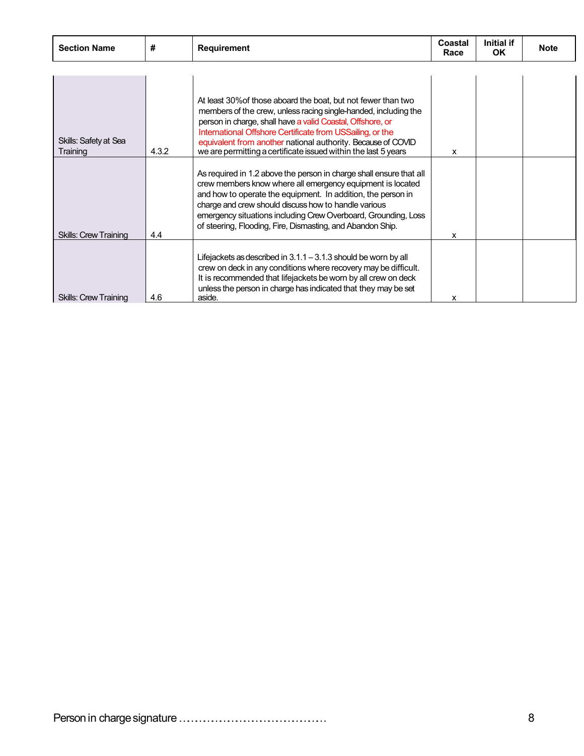| Section Name | # | Requirement | Coastal Race | Initial if OK | Note |
| --- | --- | --- | --- | --- | --- |
| Skills: Safety at Sea Training | 4.3.2 | At least 30%of those aboard the boat, but not fewer than two members of the crew, unless racing single-handed, including the person in charge, shall have a valid Coastal, Offshore, or International Offshore Certificate from USSailing, or the equivalent from another national authority. Because of COVID we are permitting a certificate issued within the last 5 years | x | | |
| Skills: Crew Training | 4.4 | As required in 1.2 above the person in charge shall ensure that all crew members know where all emergency equipment is located and how to operate the equipment. In addition, the person in charge and crew should discuss how to handle various emergency situations including Crew Overboard, Grounding, Loss of steering, Flooding, Fire, Dismasting, and Abandon Ship. | x | | |
| Skills: Crew Training | 4.6 | Lifejackets as described in 3.1.1 – 3.1.3 should be worn by all crew on deck in any conditions where recovery may be difficult. It is recommended that lifejackets be worn by all crew on deck unless the person in charge has indicated that they may be set aside. | x | | |

Person in charge signature ....................................